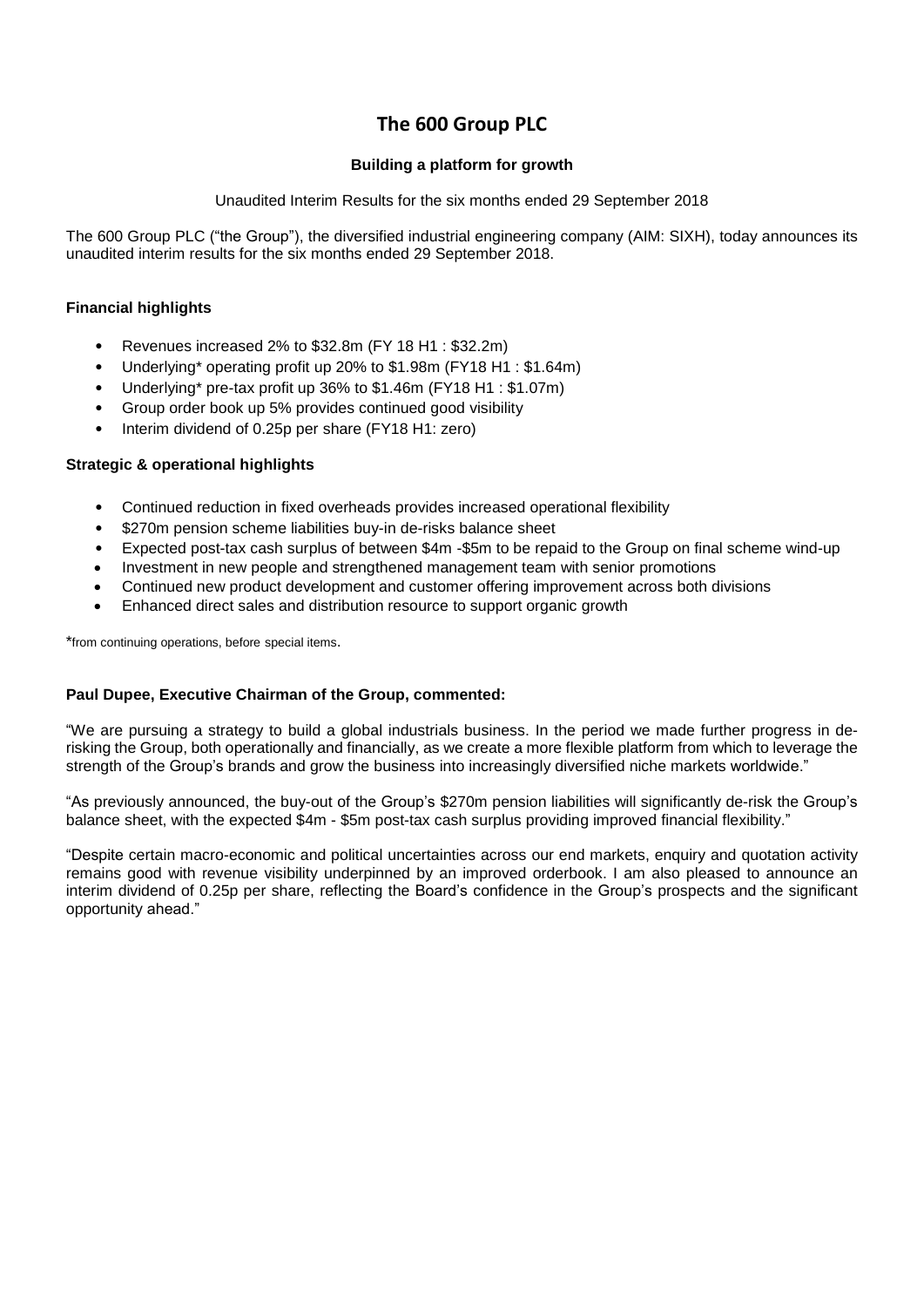# The 600 Group PLC

### Building a platform for growth

Unaudited Interim Results for the six months ended 29 September 2018

The 600 Group PLC ("the Group"), the diversified industrial engineering company (AIM: SIXH), today announces its unaudited interim results for the six months ended 29 September 2018.

**Financial highlights**

- Revenues increased 2% to $32.8m (FY 18 H1 : $32.2m)
- Underlying* operating profit up 20% to $1.98m (FY18 H1 : $1.64m)
- Underlying* pre-tax profit up 36% to $1.46m (FY18 H1 : $1.07m)
- Group order book up 5% provides continued good visibility
- Interim dividend of 0.25p per share (FY18 H1: zero)

**Strategic & operational highlights**

- Continued reduction in fixed overheads provides increased operational flexibility
- $270m pension scheme liabilities buy-in de-risks balance sheet
- Expected post-tax cash surplus of between $4m -$5m to be repaid to the Group on final scheme wind-up
- Investment in new people and strengthened management team with senior promotions
- Continued new product development and customer offering improvement across both divisions
- Enhanced direct sales and distribution resource to support organic growth

*from continuing operations, before special items.

**Paul Dupee, Executive Chairman of the Group, commented:**

"We are pursuing a strategy to build a global industrials business. In the period we made further progress in de-risking the Group, both operationally and financially, as we create a more flexible platform from which to leverage the strength of the Group's brands and grow the business into increasingly diversified niche markets worldwide."

"As previously announced, the buy-out of the Group's $270m pension liabilities will significantly de-risk the Group's balance sheet, with the expected $4m - $5m post-tax cash surplus providing improved financial flexibility."

"Despite certain macro-economic and political uncertainties across our end markets, enquiry and quotation activity remains good with revenue visibility underpinned by an improved orderbook. I am also pleased to announce an interim dividend of 0.25p per share, reflecting the Board's confidence in the Group's prospects and the significant opportunity ahead."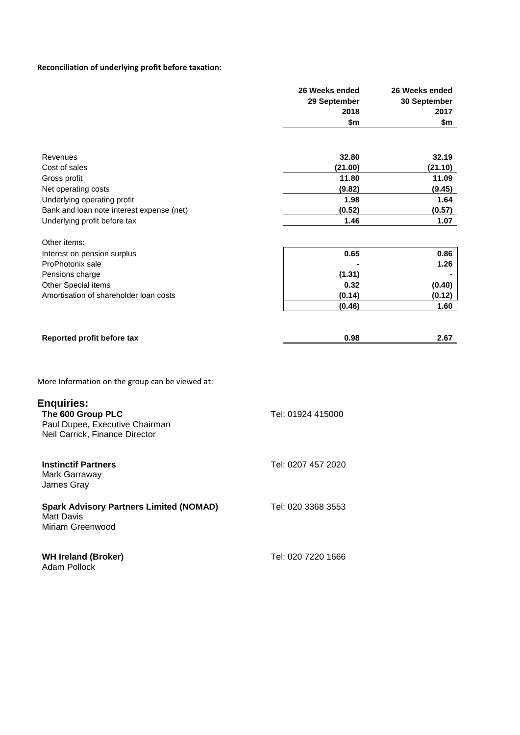**Reconciliation of underlying profit before taxation:**

| | 26 Weeks ended 29 September 2018 $m | 26 Weeks ended 30 September 2017 $m |
|---|---|---|
| Revenues | 32.80 | 32.19 |
| Cost of sales | (21.00) | (21.10) |
| Gross profit | 11.80 | 11.09 |
| Net operating costs | (9.82) | (9.45) |
| Underlying operating profit | 1.98 | 1.64 |
| Bank and loan note interest expense (net) | (0.52) | (0.57) |
| Underlying profit before tax | 1.46 | 1.07 |
| Other items: | | |
| Interest on pension surplus | 0.65 | 0.86 |
| ProPhotonix sale | - | 1.26 |
| Pensions charge | (1.31) | - |
| Other Special items | 0.32 | (0.40) |
| Amortisation of shareholder loan costs | (0.14) | (0.12) |
| | (0.46) | 1.60 |
| **Reported profit before tax** | 0.98 | 2.67 |

More Information on the group can be viewed at:

## Enquiries:

**The 600 Group PLC** — Tel: 01924 415000
Paul Dupee, Executive Chairman
Neil Carrick, Finance Director

**Instinctif Partners** — Tel: 0207 457 2020
Mark Garraway
James Gray

**Spark Advisory Partners Limited (NOMAD)** — Tel: 020 3368 3553
Matt Davis
Miriam Greenwood

**WH Ireland (Broker)** — Tel: 020 7220 1666
Adam Pollock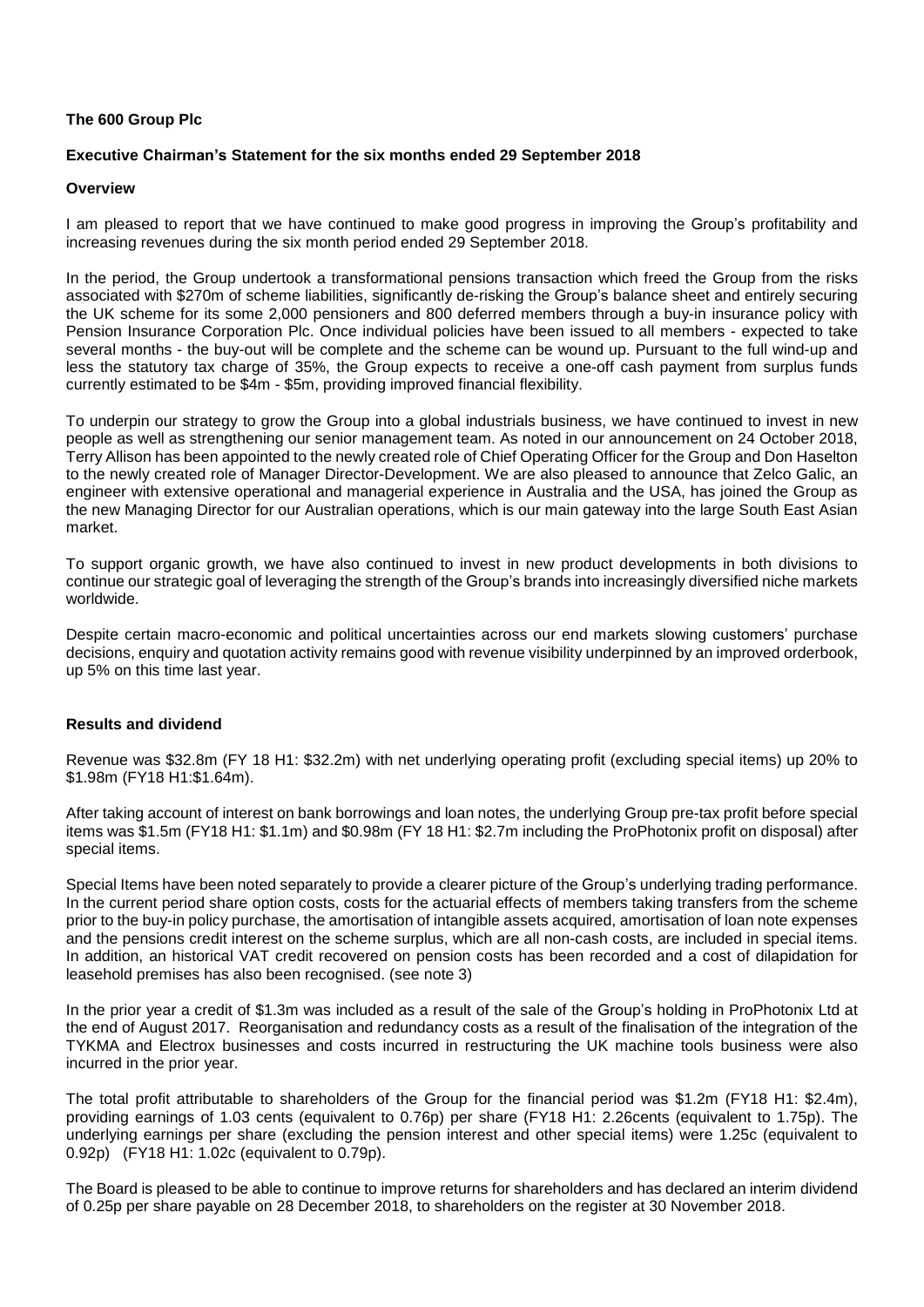**The 600 Group Plc**

**Executive Chairman's Statement for the six months ended 29 September 2018**

**Overview**

I am pleased to report that we have continued to make good progress in improving the Group's profitability and increasing revenues during the six month period ended 29 September 2018.

In the period, the Group undertook a transformational pensions transaction which freed the Group from the risks associated with $270m of scheme liabilities, significantly de-risking the Group's balance sheet and entirely securing the UK scheme for its some 2,000 pensioners and 800 deferred members through a buy-in insurance policy with Pension Insurance Corporation Plc. Once individual policies have been issued to all members - expected to take several months - the buy-out will be complete and the scheme can be wound up. Pursuant to the full wind-up and less the statutory tax charge of 35%, the Group expects to receive a one-off cash payment from surplus funds currently estimated to be $4m - $5m, providing improved financial flexibility.

To underpin our strategy to grow the Group into a global industrials business, we have continued to invest in new people as well as strengthening our senior management team. As noted in our announcement on 24 October 2018, Terry Allison has been appointed to the newly created role of Chief Operating Officer for the Group and Don Haselton to the newly created role of Manager Director-Development. We are also pleased to announce that Zelco Galic, an engineer with extensive operational and managerial experience in Australia and the USA, has joined the Group as the new Managing Director for our Australian operations, which is our main gateway into the large South East Asian market.

To support organic growth, we have also continued to invest in new product developments in both divisions to continue our strategic goal of leveraging the strength of the Group's brands into increasingly diversified niche markets worldwide.

Despite certain macro-economic and political uncertainties across our end markets slowing customers' purchase decisions, enquiry and quotation activity remains good with revenue visibility underpinned by an improved orderbook, up 5% on this time last year.

**Results and dividend**

Revenue was $32.8m (FY 18 H1: $32.2m) with net underlying operating profit (excluding special items) up 20% to $1.98m (FY18 H1:$1.64m).

After taking account of interest on bank borrowings and loan notes, the underlying Group pre-tax profit before special items was $1.5m (FY18 H1: $1.1m) and $0.98m (FY 18 H1: $2.7m including the ProPhotonix profit on disposal) after special items.

Special Items have been noted separately to provide a clearer picture of the Group's underlying trading performance. In the current period share option costs, costs for the actuarial effects of members taking transfers from the scheme prior to the buy-in policy purchase, the amortisation of intangible assets acquired, amortisation of loan note expenses and the pensions credit interest on the scheme surplus, which are all non-cash costs, are included in special items. In addition, an historical VAT credit recovered on pension costs has been recorded and a cost of dilapidation for leasehold premises has also been recognised. (see note 3)

In the prior year a credit of $1.3m was included as a result of the sale of the Group's holding in ProPhotonix Ltd at the end of August 2017. Reorganisation and redundancy costs as a result of the finalisation of the integration of the TYKMA and Electrox businesses and costs incurred in restructuring the UK machine tools business were also incurred in the prior year.

The total profit attributable to shareholders of the Group for the financial period was $1.2m (FY18 H1: $2.4m), providing earnings of 1.03 cents (equivalent to 0.76p) per share (FY18 H1: 2.26cents (equivalent to 1.75p). The underlying earnings per share (excluding the pension interest and other special items) were 1.25c (equivalent to 0.92p) (FY18 H1: 1.02c (equivalent to 0.79p).

The Board is pleased to be able to continue to improve returns for shareholders and has declared an interim dividend of 0.25p per share payable on 28 December 2018, to shareholders on the register at 30 November 2018.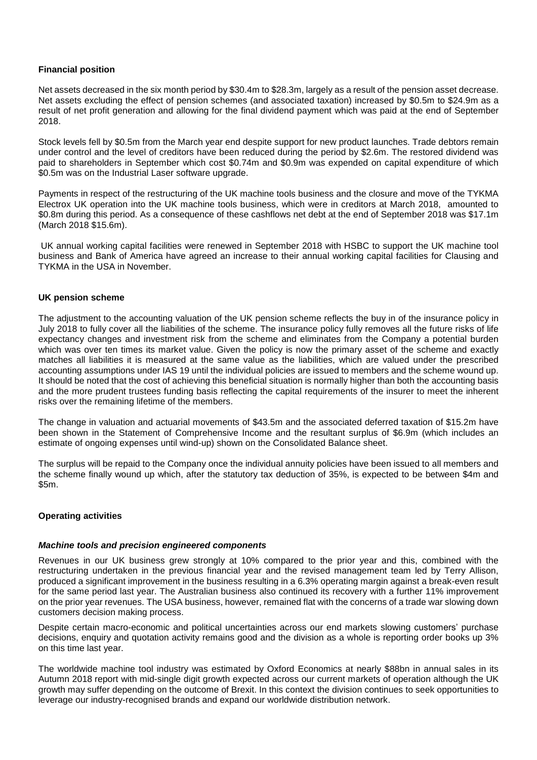## Financial position

Net assets decreased in the six month period by $30.4m to $28.3m, largely as a result of the pension asset decrease. Net assets excluding the effect of pension schemes (and associated taxation) increased by $0.5m to $24.9m as a result of net profit generation and allowing for the final dividend payment which was paid at the end of September 2018.

Stock levels fell by $0.5m from the March year end despite support for new product launches. Trade debtors remain under control and the level of creditors have been reduced during the period by $2.6m. The restored dividend was paid to shareholders in September which cost $0.74m and $0.9m was expended on capital expenditure of which $0.5m was on the Industrial Laser software upgrade.

Payments in respect of the restructuring of the UK machine tools business and the closure and move of the TYKMA Electrox UK operation into the UK machine tools business, which were in creditors at March 2018, amounted to $0.8m during this period. As a consequence of these cashflows net debt at the end of September 2018 was $17.1m (March 2018 $15.6m).

UK annual working capital facilities were renewed in September 2018 with HSBC to support the UK machine tool business and Bank of America have agreed an increase to their annual working capital facilities for Clausing and TYKMA in the USA in November.

## UK pension scheme

The adjustment to the accounting valuation of the UK pension scheme reflects the buy in of the insurance policy in July 2018 to fully cover all the liabilities of the scheme. The insurance policy fully removes all the future risks of life expectancy changes and investment risk from the scheme and eliminates from the Company a potential burden which was over ten times its market value. Given the policy is now the primary asset of the scheme and exactly matches all liabilities it is measured at the same value as the liabilities, which are valued under the prescribed accounting assumptions under IAS 19 until the individual policies are issued to members and the scheme wound up. It should be noted that the cost of achieving this beneficial situation is normally higher than both the accounting basis and the more prudent trustees funding basis reflecting the capital requirements of the insurer to meet the inherent risks over the remaining lifetime of the members.

The change in valuation and actuarial movements of $43.5m and the associated deferred taxation of $15.2m have been shown in the Statement of Comprehensive Income and the resultant surplus of $6.9m (which includes an estimate of ongoing expenses until wind-up) shown on the Consolidated Balance sheet.

The surplus will be repaid to the Company once the individual annuity policies have been issued to all members and the scheme finally wound up which, after the statutory tax deduction of 35%, is expected to be between $4m and $5m.

## Operating activities

### *Machine tools and precision engineered components*

Revenues in our UK business grew strongly at 10% compared to the prior year and this, combined with the restructuring undertaken in the previous financial year and the revised management team led by Terry Allison, produced a significant improvement in the business resulting in a 6.3% operating margin against a break-even result for the same period last year. The Australian business also continued its recovery with a further 11% improvement on the prior year revenues. The USA business, however, remained flat with the concerns of a trade war slowing down customers decision making process.

Despite certain macro-economic and political uncertainties across our end markets slowing customers' purchase decisions, enquiry and quotation activity remains good and the division as a whole is reporting order books up 3% on this time last year.

The worldwide machine tool industry was estimated by Oxford Economics at nearly $88bn in annual sales in its Autumn 2018 report with mid-single digit growth expected across our current markets of operation although the UK growth may suffer depending on the outcome of Brexit. In this context the division continues to seek opportunities to leverage our industry-recognised brands and expand our worldwide distribution network.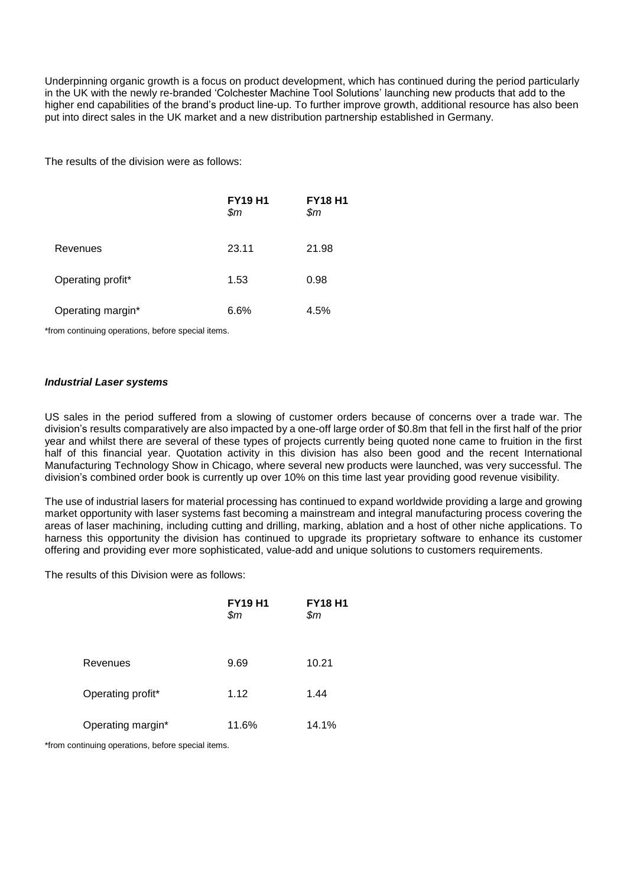Underpinning organic growth is a focus on product development, which has continued during the period particularly in the UK with the newly re-branded 'Colchester Machine Tool Solutions' launching new products that add to the higher end capabilities of the brand's product line-up. To further improve growth, additional resource has also been put into direct sales in the UK market and a new distribution partnership established in Germany.

The results of the division were as follows:

| | **FY19 H1** *$m* | **FY18 H1** *$m* |
|---|---|---|
| Revenues | 23.11 | 21.98 |
| Operating profit* | 1.53 | 0.98 |
| Operating margin* | 6.6% | 4.5% |

*from continuing operations, before special items.

### ***Industrial Laser systems***

US sales in the period suffered from a slowing of customer orders because of concerns over a trade war. The division's results comparatively are also impacted by a one-off large order of $0.8m that fell in the first half of the prior year and whilst there are several of these types of projects currently being quoted none came to fruition in the first half of this financial year. Quotation activity in this division has also been good and the recent International Manufacturing Technology Show in Chicago, where several new products were launched, was very successful. The division's combined order book is currently up over 10% on this time last year providing good revenue visibility.

The use of industrial lasers for material processing has continued to expand worldwide providing a large and growing market opportunity with laser systems fast becoming a mainstream and integral manufacturing process covering the areas of laser machining, including cutting and drilling, marking, ablation and a host of other niche applications. To harness this opportunity the division has continued to upgrade its proprietary software to enhance its customer offering and providing ever more sophisticated, value-add and unique solutions to customers requirements.

The results of this Division were as follows:

| | **FY19 H1** *$m* | **FY18 H1** *$m* |
|---|---|---|
| Revenues | 9.69 | 10.21 |
| Operating profit* | 1.12 | 1.44 |
| Operating margin* | 11.6% | 14.1% |

*from continuing operations, before special items.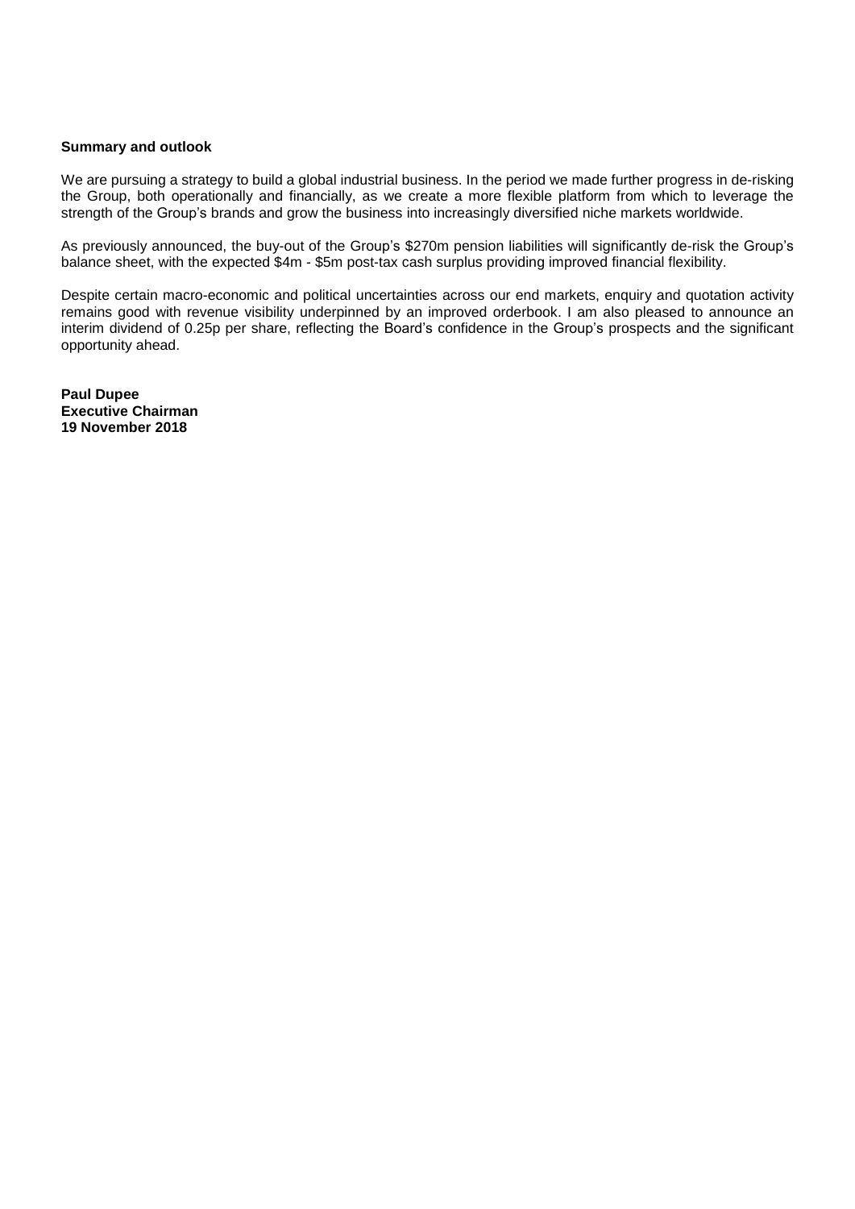**Summary and outlook**

We are pursuing a strategy to build a global industrial business. In the period we made further progress in de-risking the Group, both operationally and financially, as we create a more flexible platform from which to leverage the strength of the Group's brands and grow the business into increasingly diversified niche markets worldwide.

As previously announced, the buy-out of the Group's $270m pension liabilities will significantly de-risk the Group's balance sheet, with the expected $4m - $5m post-tax cash surplus providing improved financial flexibility.

Despite certain macro-economic and political uncertainties across our end markets, enquiry and quotation activity remains good with revenue visibility underpinned by an improved orderbook. I am also pleased to announce an interim dividend of 0.25p per share, reflecting the Board's confidence in the Group's prospects and the significant opportunity ahead.

**Paul Dupee**
**Executive Chairman**
**19 November 2018**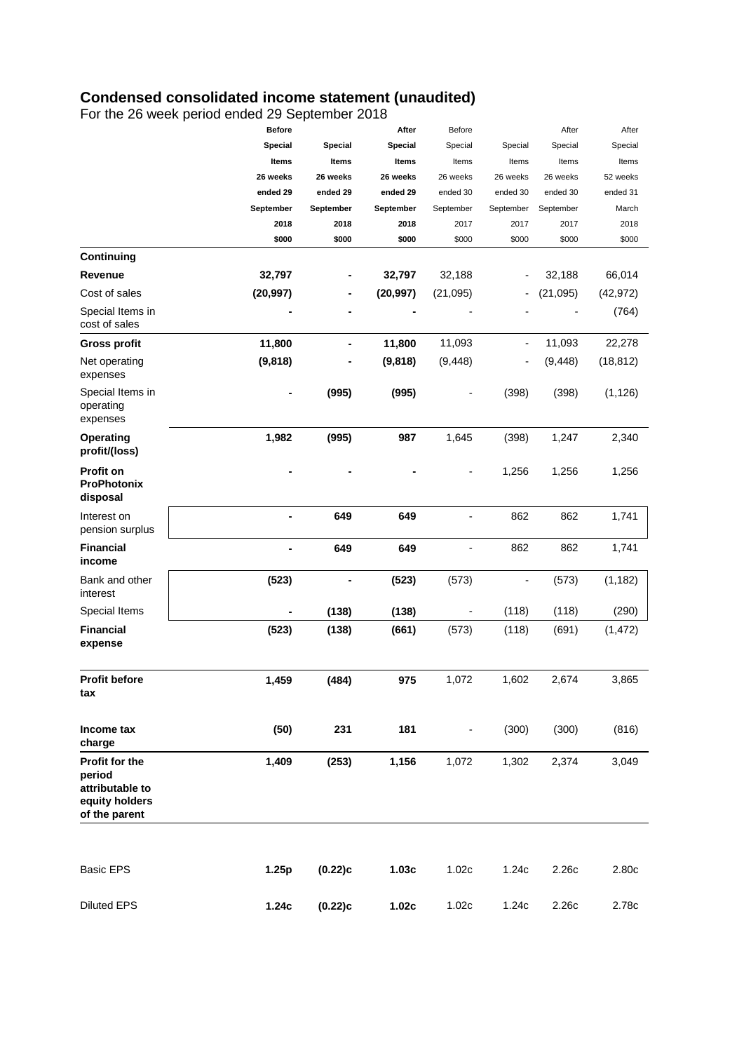## Condensed consolidated income statement (unaudited)

For the 26 week period ended 29 September 2018

| | Before Special Items 26 weeks ended 29 September 2018 $000 | Special Items 26 weeks ended 29 September 2018 $000 | After Special Items 26 weeks ended 29 September 2018 $000 | Before Special Items 26 weeks ended 30 September 2017 $000 | Special Items 26 weeks ended 30 September 2017 $000 | After Special Items 26 weeks ended 30 September 2017 $000 | After Special Items 52 weeks ended 31 March 2018 $000 |
|---|---|---|---|---|---|---|---|
| **Continuing** | | | | | | | |
| **Revenue** | **32,797** | **-** | **32,797** | 32,188 | - | 32,188 | 66,014 |
| Cost of sales | **(20,997)** | **-** | **(20,997)** | (21,095) | - | (21,095) | (42,972) |
| Special Items in cost of sales | **-** | **-** | **-** | - | - | - | (764) |
| **Gross profit** | **11,800** | **-** | **11,800** | 11,093 | - | 11,093 | 22,278 |
| Net operating expenses | **(9,818)** | **-** | **(9,818)** | (9,448) | - | (9,448) | (18,812) |
| Special Items in operating expenses | **-** | **(995)** | **(995)** | - | (398) | (398) | (1,126) |
| **Operating profit/(loss)** | **1,982** | **(995)** | **987** | 1,645 | (398) | 1,247 | 2,340 |
| **Profit on ProPhotonix disposal** | **-** | **-** | **-** | - | 1,256 | 1,256 | 1,256 |
| Interest on pension surplus | **-** | **649** | **649** | - | 862 | 862 | 1,741 |
| **Financial income** | **-** | **649** | **649** | - | 862 | 862 | 1,741 |
| Bank and other interest | **(523)** | **-** | **(523)** | (573) | - | (573) | (1,182) |
| Special Items | **-** | **(138)** | **(138)** | - | (118) | (118) | (290) |
| **Financial expense** | **(523)** | **(138)** | **(661)** | (573) | (118) | (691) | (1,472) |
| **Profit before tax** | **1,459** | **(484)** | **975** | 1,072 | 1,602 | 2,674 | 3,865 |
| **Income tax charge** | **(50)** | **231** | **181** | - | (300) | (300) | (816) |
| **Profit for the period attributable to equity holders of the parent** | **1,409** | **(253)** | **1,156** | 1,072 | 1,302 | 2,374 | 3,049 |
| Basic EPS | **1.25p** | **(0.22)c** | **1.03c** | 1.02c | 1.24c | 2.26c | 2.80c |
| Diluted EPS | **1.24c** | **(0.22)c** | **1.02c** | 1.02c | 1.24c | 2.26c | 2.78c |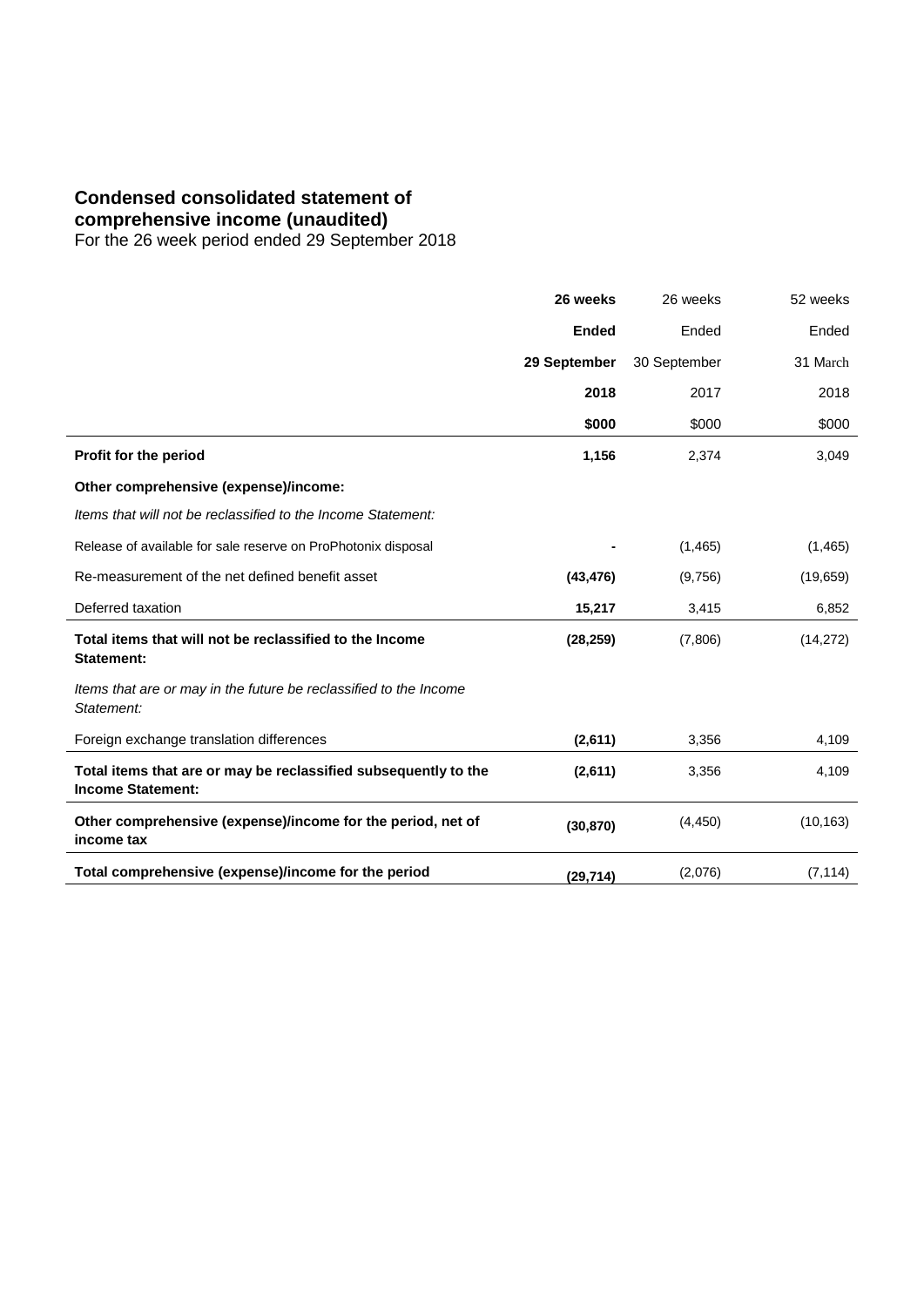# Condensed consolidated statement of comprehensive income (unaudited)

For the 26 week period ended 29 September 2018

| | **26 weeks Ended 29 September 2018 $000** | 26 weeks Ended 30 September 2017 $000 | 52 weeks Ended 31 March 2018 $000 |
|---|---|---|---|
| **Profit for the period** | **1,156** | 2,374 | 3,049 |
| **Other comprehensive (expense)/income:** | | | |
| *Items that will not be reclassified to the Income Statement:* | | | |
| Release of available for sale reserve on ProPhotonix disposal | **-** | (1,465) | (1,465) |
| Re-measurement of the net defined benefit asset | **(43,476)** | (9,756) | (19,659) |
| Deferred taxation | **15,217** | 3,415 | 6,852 |
| **Total items that will not be reclassified to the Income Statement:** | **(28,259)** | (7,806) | (14,272) |
| *Items that are or may in the future be reclassified to the Income Statement:* | | | |
| Foreign exchange translation differences | **(2,611)** | 3,356 | 4,109 |
| **Total items that are or may be reclassified subsequently to the Income Statement:** | **(2,611)** | 3,356 | 4,109 |
| **Other comprehensive (expense)/income for the period, net of income tax** | **(30,870)** | (4,450) | (10,163) |
| **Total comprehensive (expense)/income for the period** | **(29,714)** | (2,076) | (7,114) |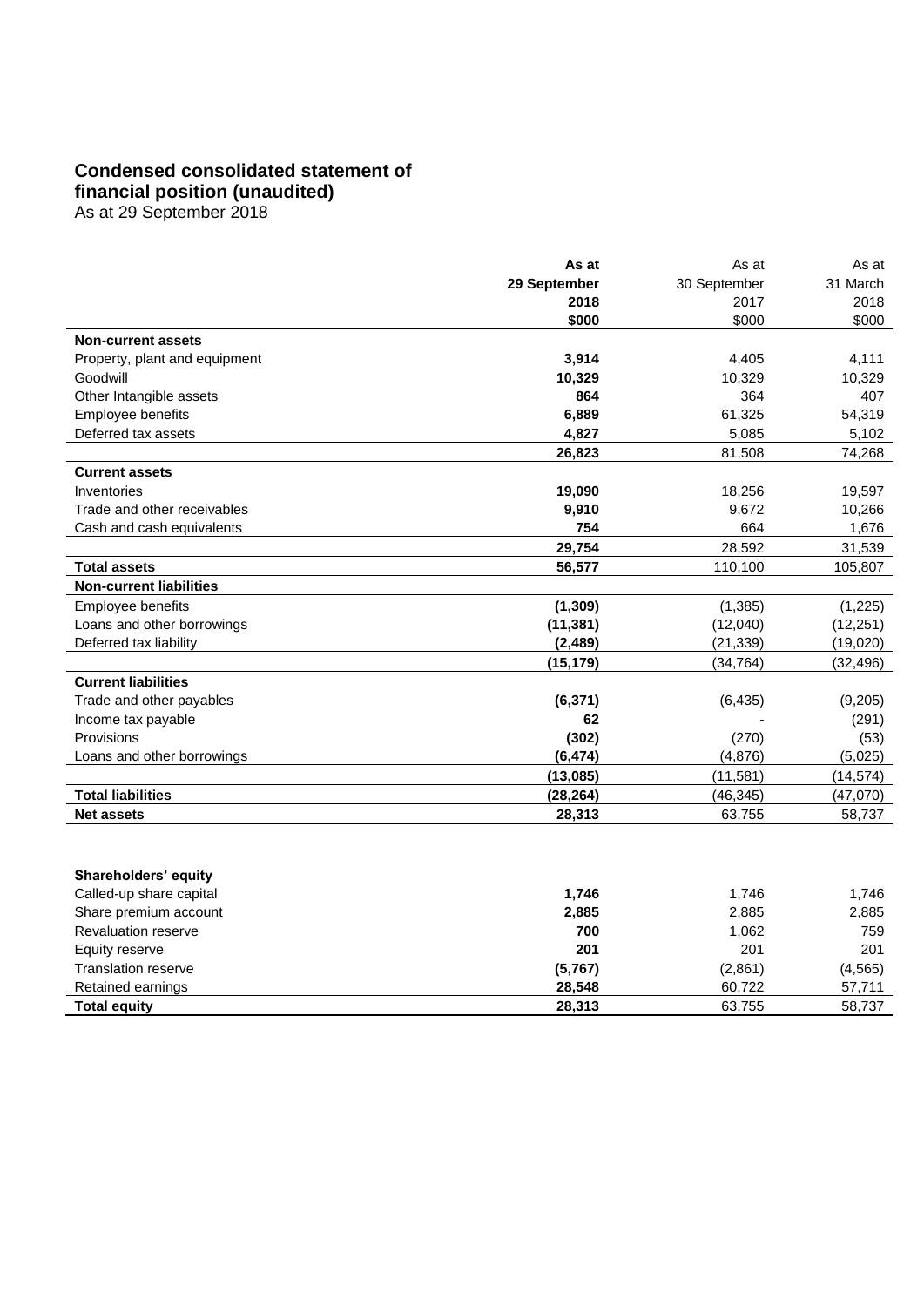# Condensed consolidated statement of financial position (unaudited)

As at 29 September 2018

| | **As at 29 September 2018 $000** | As at 30 September 2017 $000 | As at 31 March 2018 $000 |
|---|---|---|---|
| **Non-current assets** | | | |
| Property, plant and equipment | **3,914** | 4,405 | 4,111 |
| Goodwill | **10,329** | 10,329 | 10,329 |
| Other Intangible assets | **864** | 364 | 407 |
| Employee benefits | **6,889** | 61,325 | 54,319 |
| Deferred tax assets | **4,827** | 5,085 | 5,102 |
| | **26,823** | 81,508 | 74,268 |
| **Current assets** | | | |
| Inventories | **19,090** | 18,256 | 19,597 |
| Trade and other receivables | **9,910** | 9,672 | 10,266 |
| Cash and cash equivalents | **754** | 664 | 1,676 |
| | **29,754** | 28,592 | 31,539 |
| **Total assets** | **56,577** | 110,100 | 105,807 |
| **Non-current liabilities** | | | |
| Employee benefits | **(1,309)** | (1,385) | (1,225) |
| Loans and other borrowings | **(11,381)** | (12,040) | (12,251) |
| Deferred tax liability | **(2,489)** | (21,339) | (19,020) |
| | **(15,179)** | (34,764) | (32,496) |
| **Current liabilities** | | | |
| Trade and other payables | **(6,371)** | (6,435) | (9,205) |
| Income tax payable | **62** | - | (291) |
| Provisions | **(302)** | (270) | (53) |
| Loans and other borrowings | **(6,474)** | (4,876) | (5,025) |
| | **(13,085)** | (11,581) | (14,574) |
| **Total liabilities** | **(28,264)** | (46,345) | (47,070) |
| **Net assets** | **28,313** | 63,755 | 58,737 |
| | | | |
| **Shareholders' equity** | | | |
| Called-up share capital | **1,746** | 1,746 | 1,746 |
| Share premium account | **2,885** | 2,885 | 2,885 |
| Revaluation reserve | **700** | 1,062 | 759 |
| Equity reserve | **201** | 201 | 201 |
| Translation reserve | **(5,767)** | (2,861) | (4,565) |
| Retained earnings | **28,548** | 60,722 | 57,711 |
| **Total equity** | **28,313** | 63,755 | 58,737 |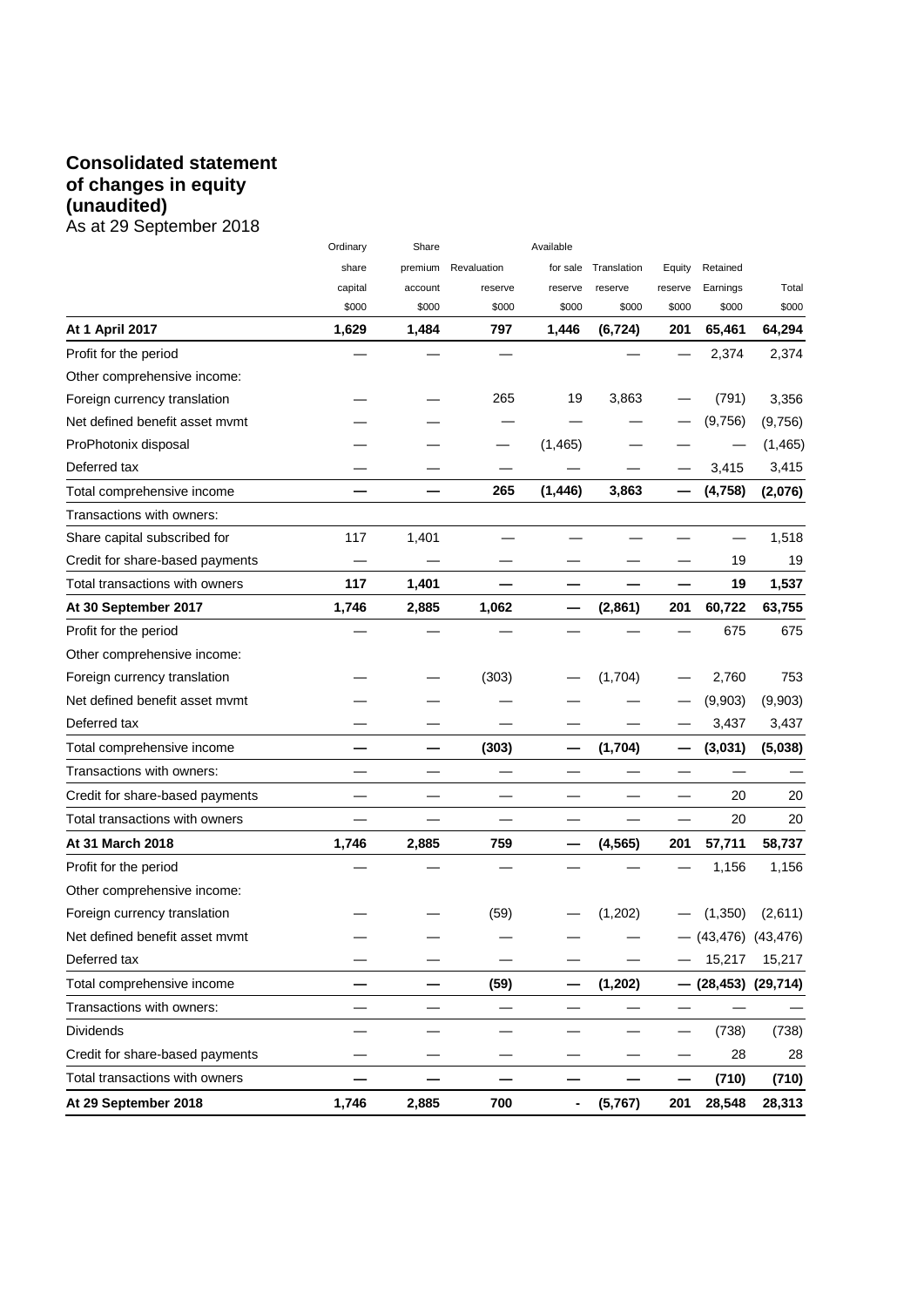# Consolidated statement of changes in equity (unaudited)

As at 29 September 2018

| | Ordinary share capital $000 | Share premium account $000 | Revaluation reserve $000 | Available for sale reserve $000 | Translation reserve $000 | Equity reserve $000 | Retained Earnings $000 | Total $000 |
|---|---|---|---|---|---|---|---|---|
| **At 1 April 2017** | **1,629** | **1,484** | **797** | **1,446** | **(6,724)** | **201** | **65,461** | **64,294** |
| Profit for the period | — | — | — | | — | — | 2,374 | 2,374 |
| Other comprehensive income: | | | | | | | | |
| Foreign currency translation | — | — | 265 | 19 | 3,863 | — | (791) | 3,356 |
| Net defined benefit asset mvmt | — | — | — | — | — | — | (9,756) | (9,756) |
| ProPhotonix disposal | — | — | — | (1,465) | — | — | — | (1,465) |
| Deferred tax | — | — | — | — | — | — | 3,415 | 3,415 |
| Total comprehensive income | **—** | **—** | **265** | **(1,446)** | **3,863** | **—** | **(4,758)** | **(2,076)** |
| Transactions with owners: | | | | | | | | |
| Share capital subscribed for | 117 | 1,401 | — | — | — | — | — | 1,518 |
| Credit for share-based payments | — | — | — | — | — | — | 19 | 19 |
| Total transactions with owners | **117** | **1,401** | **—** | **—** | **—** | **—** | **19** | **1,537** |
| **At 30 September 2017** | **1,746** | **2,885** | **1,062** | **—** | **(2,861)** | **201** | **60,722** | **63,755** |
| Profit for the period | — | — | — | — | — | — | 675 | 675 |
| Other comprehensive income: | | | | | | | | |
| Foreign currency translation | — | — | (303) | — | (1,704) | — | 2,760 | 753 |
| Net defined benefit asset mvmt | — | — | — | — | — | — | (9,903) | (9,903) |
| Deferred tax | — | — | — | — | — | — | 3,437 | 3,437 |
| Total comprehensive income | **—** | **—** | **(303)** | **—** | **(1,704)** | **—** | **(3,031)** | **(5,038)** |
| Transactions with owners: | — | — | — | — | — | — | — | — |
| Credit for share-based payments | — | — | — | — | — | — | 20 | 20 |
| Total transactions with owners | — | — | — | — | — | — | 20 | 20 |
| **At 31 March 2018** | **1,746** | **2,885** | **759** | **—** | **(4,565)** | **201** | **57,711** | **58,737** |
| Profit for the period | — | — | — | — | — | — | 1,156 | 1,156 |
| Other comprehensive income: | | | | | | | | |
| Foreign currency translation | — | — | (59) | — | (1,202) | — | (1,350) | (2,611) |
| Net defined benefit asset mvmt | — | — | — | — | — | — | (43,476) | (43,476) |
| Deferred tax | — | — | — | — | — | — | 15,217 | 15,217 |
| Total comprehensive income | **—** | **—** | **(59)** | **—** | **(1,202)** | **—** | **(28,453)** | **(29,714)** |
| Transactions with owners: | — | — | — | — | — | — | — | — |
| Dividends | — | — | — | — | — | — | (738) | (738) |
| Credit for share-based payments | — | — | — | — | — | — | 28 | 28 |
| Total transactions with owners | **—** | **—** | **—** | **—** | **—** | **—** | **(710)** | **(710)** |
| **At 29 September 2018** | **1,746** | **2,885** | **700** | **-** | **(5,767)** | **201** | **28,548** | **28,313** |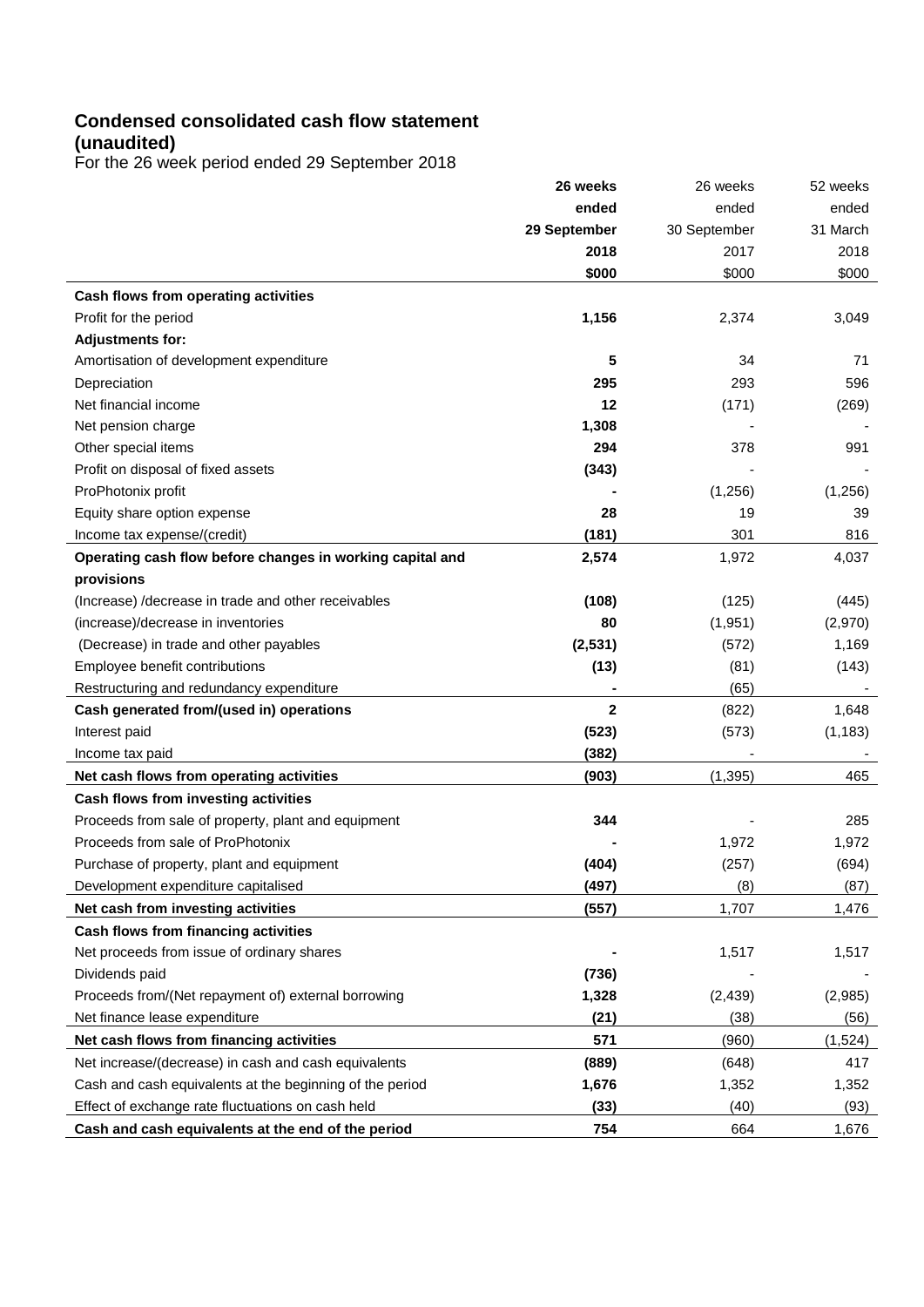## Condensed consolidated cash flow statement (unaudited)

For the 26 week period ended 29 September 2018

| | **26 weeks ended 29 September 2018 \$000** | 26 weeks ended 30 September 2017 \$000 | 52 weeks ended 31 March 2018 \$000 |
|---|---|---|---|
| **Cash flows from operating activities** | | | |
| Profit for the period | **1,156** | 2,374 | 3,049 |
| **Adjustments for:** | | | |
| Amortisation of development expenditure | **5** | 34 | 71 |
| Depreciation | **295** | 293 | 596 |
| Net financial income | **12** | (171) | (269) |
| Net pension charge | **1,308** | - | - |
| Other special items | **294** | 378 | 991 |
| Profit on disposal of fixed assets | **(343)** | | - |
| ProPhotonix profit | **-** | (1,256) | (1,256) |
| Equity share option expense | **28** | 19 | 39 |
| Income tax expense/(credit) | **(181)** | 301 | 816 |
| **Operating cash flow before changes in working capital and provisions** | **2,574** | 1,972 | 4,037 |
| (Increase) /decrease in trade and other receivables | **(108)** | (125) | (445) |
| (increase)/decrease in inventories | **80** | (1,951) | (2,970) |
| (Decrease) in trade and other payables | **(2,531)** | (572) | 1,169 |
| Employee benefit contributions | **(13)** | (81) | (143) |
| Restructuring and redundancy expenditure | **-** | (65) | - |
| **Cash generated from/(used in) operations** | **2** | (822) | 1,648 |
| Interest paid | **(523)** | (573) | (1,183) |
| Income tax paid | **(382)** | - | - |
| **Net cash flows from operating activities** | **(903)** | (1,395) | 465 |
| **Cash flows from investing activities** | | | |
| Proceeds from sale of property, plant and equipment | **344** | - | 285 |
| Proceeds from sale of ProPhotonix | **-** | 1,972 | 1,972 |
| Purchase of property, plant and equipment | **(404)** | (257) | (694) |
| Development expenditure capitalised | **(497)** | (8) | (87) |
| **Net cash from investing activities** | **(557)** | 1,707 | 1,476 |
| **Cash flows from financing activities** | | | |
| Net proceeds from issue of ordinary shares | **-** | 1,517 | 1,517 |
| Dividends paid | **(736)** | - | - |
| Proceeds from/(Net repayment of) external borrowing | **1,328** | (2,439) | (2,985) |
| Net finance lease expenditure | **(21)** | (38) | (56) |
| **Net cash flows from financing activities** | **571** | (960) | (1,524) |
| Net increase/(decrease) in cash and cash equivalents | **(889)** | (648) | 417 |
| Cash and cash equivalents at the beginning of the period | **1,676** | 1,352 | 1,352 |
| Effect of exchange rate fluctuations on cash held | **(33)** | (40) | (93) |
| **Cash and cash equivalents at the end of the period** | **754** | 664 | 1,676 |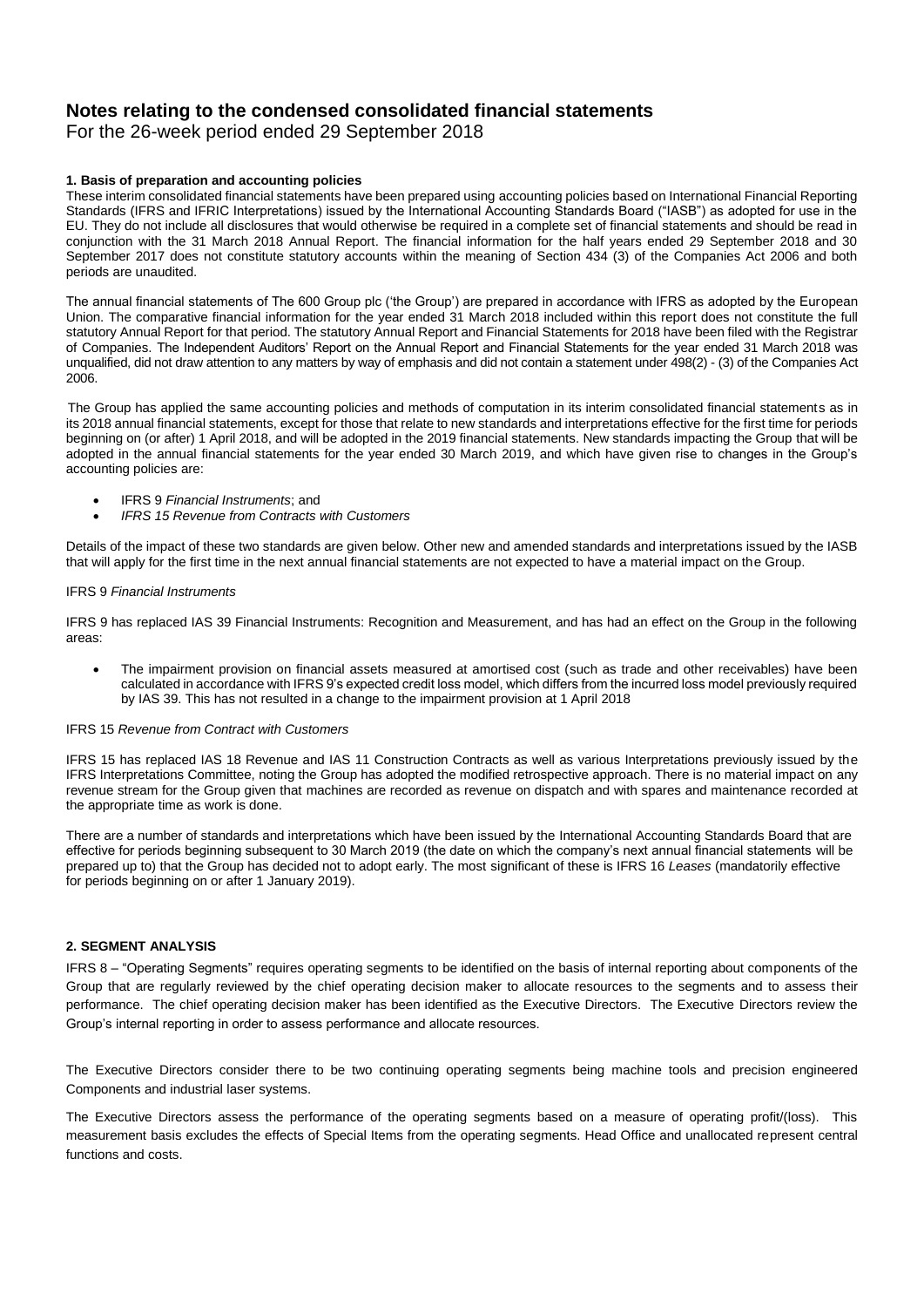# Notes relating to the condensed consolidated financial statements

For the 26-week period ended 29 September 2018

**1. Basis of preparation and accounting policies**

These interim consolidated financial statements have been prepared using accounting policies based on International Financial Reporting Standards (IFRS and IFRIC Interpretations) issued by the International Accounting Standards Board ("IASB") as adopted for use in the EU. They do not include all disclosures that would otherwise be required in a complete set of financial statements and should be read in conjunction with the 31 March 2018 Annual Report. The financial information for the half years ended 29 September 2018 and 30 September 2017 does not constitute statutory accounts within the meaning of Section 434 (3) of the Companies Act 2006 and both periods are unaudited.

The annual financial statements of The 600 Group plc ('the Group') are prepared in accordance with IFRS as adopted by the European Union. The comparative financial information for the year ended 31 March 2018 included within this report does not constitute the full statutory Annual Report for that period. The statutory Annual Report and Financial Statements for 2018 have been filed with the Registrar of Companies. The Independent Auditors' Report on the Annual Report and Financial Statements for the year ended 31 March 2018 was unqualified, did not draw attention to any matters by way of emphasis and did not contain a statement under 498(2) - (3) of the Companies Act 2006.

The Group has applied the same accounting policies and methods of computation in its interim consolidated financial statements as in its 2018 annual financial statements, except for those that relate to new standards and interpretations effective for the first time for periods beginning on (or after) 1 April 2018, and will be adopted in the 2019 financial statements. New standards impacting the Group that will be adopted in the annual financial statements for the year ended 30 March 2019, and which have given rise to changes in the Group's accounting policies are:

- IFRS 9 *Financial Instruments*; and
- *IFRS 15 Revenue from Contracts with Customers*

Details of the impact of these two standards are given below. Other new and amended standards and interpretations issued by the IASB that will apply for the first time in the next annual financial statements are not expected to have a material impact on the Group.

IFRS 9 *Financial Instruments*

IFRS 9 has replaced IAS 39 Financial Instruments: Recognition and Measurement, and has had an effect on the Group in the following areas:

- The impairment provision on financial assets measured at amortised cost (such as trade and other receivables) have been calculated in accordance with IFRS 9's expected credit loss model, which differs from the incurred loss model previously required by IAS 39. This has not resulted in a change to the impairment provision at 1 April 2018

IFRS 15 *Revenue from Contract with Customers*

IFRS 15 has replaced IAS 18 Revenue and IAS 11 Construction Contracts as well as various Interpretations previously issued by the IFRS Interpretations Committee, noting the Group has adopted the modified retrospective approach. There is no material impact on any revenue stream for the Group given that machines are recorded as revenue on dispatch and with spares and maintenance recorded at the appropriate time as work is done.

There are a number of standards and interpretations which have been issued by the International Accounting Standards Board that are effective for periods beginning subsequent to 30 March 2019 (the date on which the company's next annual financial statements will be prepared up to) that the Group has decided not to adopt early. The most significant of these is IFRS 16 *Leases* (mandatorily effective for periods beginning on or after 1 January 2019).

**2. SEGMENT ANALYSIS**

IFRS 8 – "Operating Segments" requires operating segments to be identified on the basis of internal reporting about components of the Group that are regularly reviewed by the chief operating decision maker to allocate resources to the segments and to assess their performance. The chief operating decision maker has been identified as the Executive Directors. The Executive Directors review the Group's internal reporting in order to assess performance and allocate resources.

The Executive Directors consider there to be two continuing operating segments being machine tools and precision engineered Components and industrial laser systems.

The Executive Directors assess the performance of the operating segments based on a measure of operating profit/(loss). This measurement basis excludes the effects of Special Items from the operating segments. Head Office and unallocated represent central functions and costs.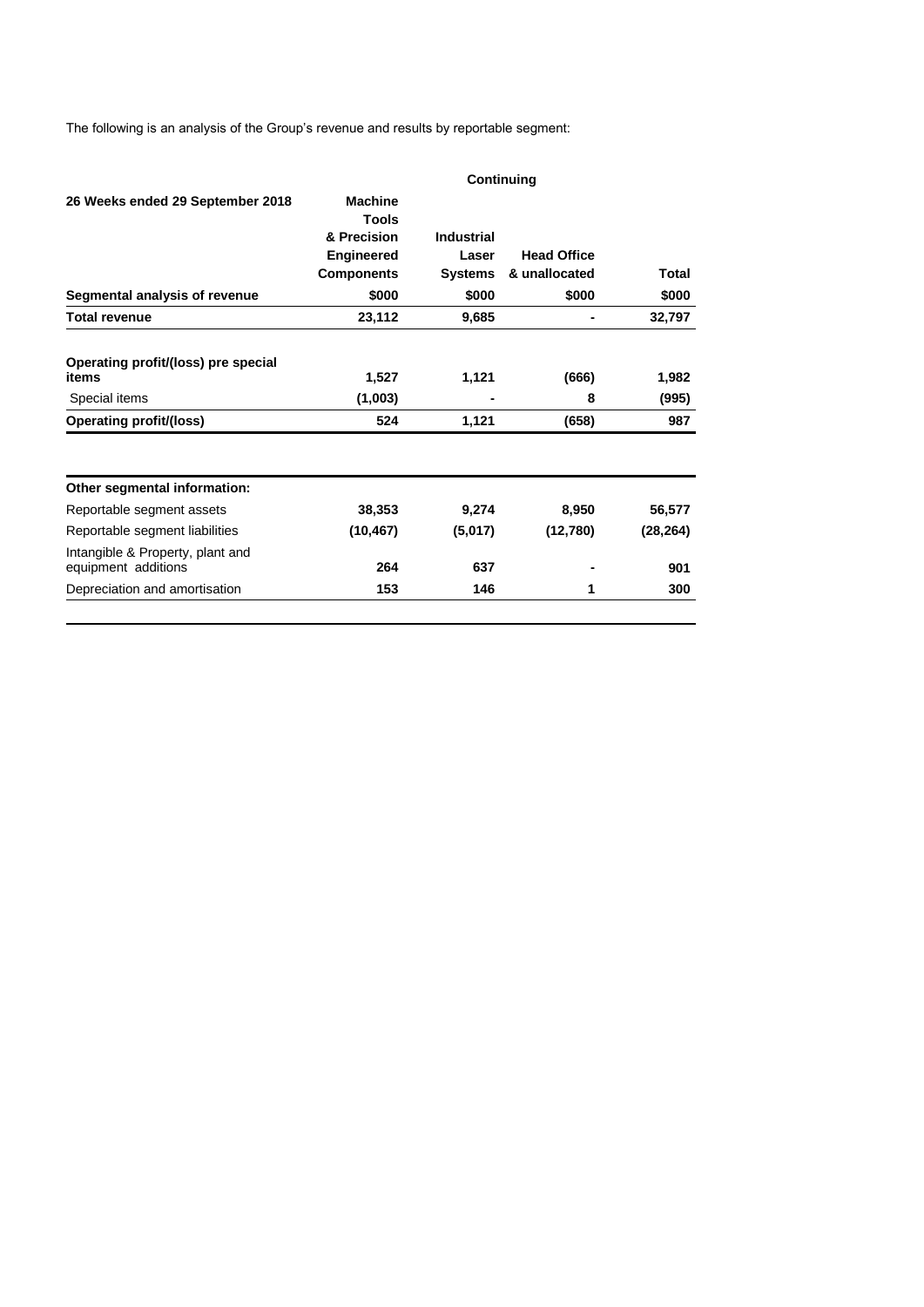The following is an analysis of the Group's revenue and results by reportable segment:

| | Continuing | | | |
|---|---|---|---|---|
| **26 Weeks ended 29 September 2018** | **Machine Tools & Precision Engineered Components** | **Industrial Laser Systems** | **Head Office & unallocated** | **Total** |
| **Segmental analysis of revenue** | **$000** | **$000** | **$000** | **$000** |
| **Total revenue** | **23,112** | **9,685** | **-** | **32,797** |
| | | | | |
| **Operating profit/(loss) pre special items** | **1,527** | **1,121** | **(666)** | **1,982** |
| Special items | **(1,003)** | **-** | **8** | **(995)** |
| **Operating profit/(loss)** | **524** | **1,121** | **(658)** | **987** |
| | | | | |
| **Other segmental information:** | | | | |
| Reportable segment assets | **38,353** | **9,274** | **8,950** | **56,577** |
| Reportable segment liabilities | **(10,467)** | **(5,017)** | **(12,780)** | **(28,264)** |
| Intangible & Property, plant and equipment additions | **264** | **637** | **-** | **901** |
| Depreciation and amortisation | **153** | **146** | **1** | **300** |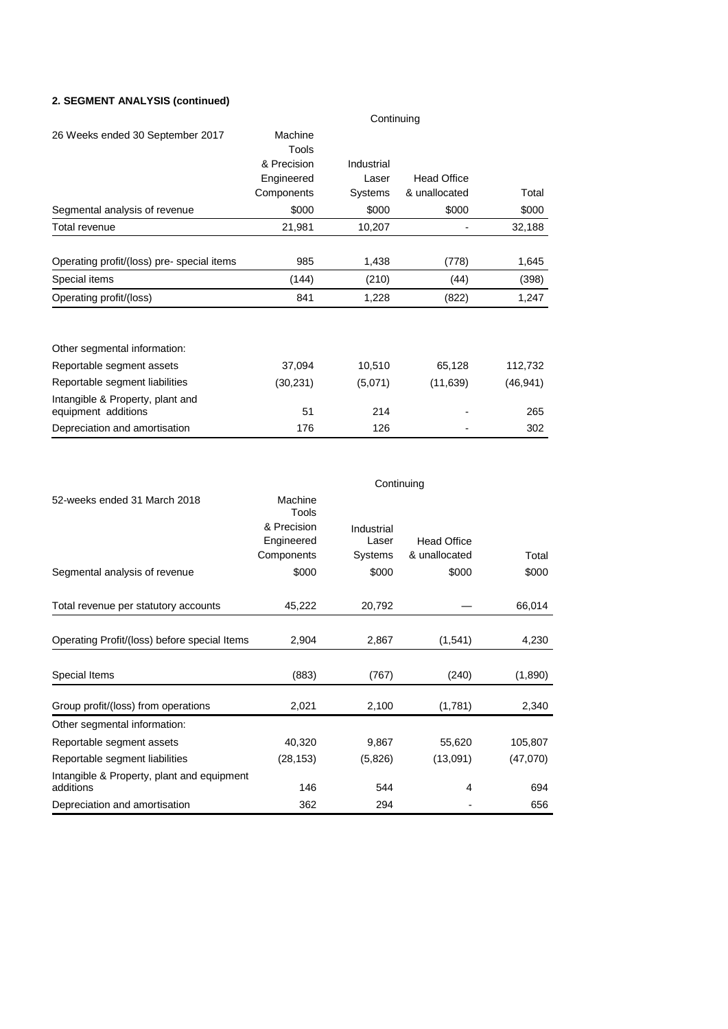**2. SEGMENT ANALYSIS (continued)**

| 26 Weeks ended 30 September 2017 | Continuing | | | |
|---|---|---|---|---|
| | Machine Tools & Precision Engineered Components | Industrial Laser Systems | Head Office & unallocated | Total |
| Segmental analysis of revenue | $000 | $000 | $000 | $000 |
| Total revenue | 21,981 | 10,207 | - | 32,188 |
| Operating profit/(loss) pre- special items | 985 | 1,438 | (778) | 1,645 |
| Special items | (144) | (210) | (44) | (398) |
| Operating profit/(loss) | 841 | 1,228 | (822) | 1,247 |
| Other segmental information: | | | | |
| Reportable segment assets | 37,094 | 10,510 | 65,128 | 112,732 |
| Reportable segment liabilities | (30,231) | (5,071) | (11,639) | (46,941) |
| Intangible & Property, plant and equipment additions | 51 | 214 | - | 265 |
| Depreciation and amortisation | 176 | 126 | - | 302 |

| 52-weeks ended 31 March 2018 | Continuing | | | |
|---|---|---|---|---|
| | Machine Tools & Precision Engineered Components | Industrial Laser Systems | Head Office & unallocated | Total |
| Segmental analysis of revenue | $000 | $000 | $000 | $000 |
| Total revenue per statutory accounts | 45,222 | 20,792 | — | 66,014 |
| Operating Profit/(loss) before special Items | 2,904 | 2,867 | (1,541) | 4,230 |
| Special Items | (883) | (767) | (240) | (1,890) |
| Group profit/(loss) from operations | 2,021 | 2,100 | (1,781) | 2,340 |
| Other segmental information: | | | | |
| Reportable segment assets | 40,320 | 9,867 | 55,620 | 105,807 |
| Reportable segment liabilities | (28,153) | (5,826) | (13,091) | (47,070) |
| Intangible & Property, plant and equipment additions | 146 | 544 | 4 | 694 |
| Depreciation and amortisation | 362 | 294 | - | 656 |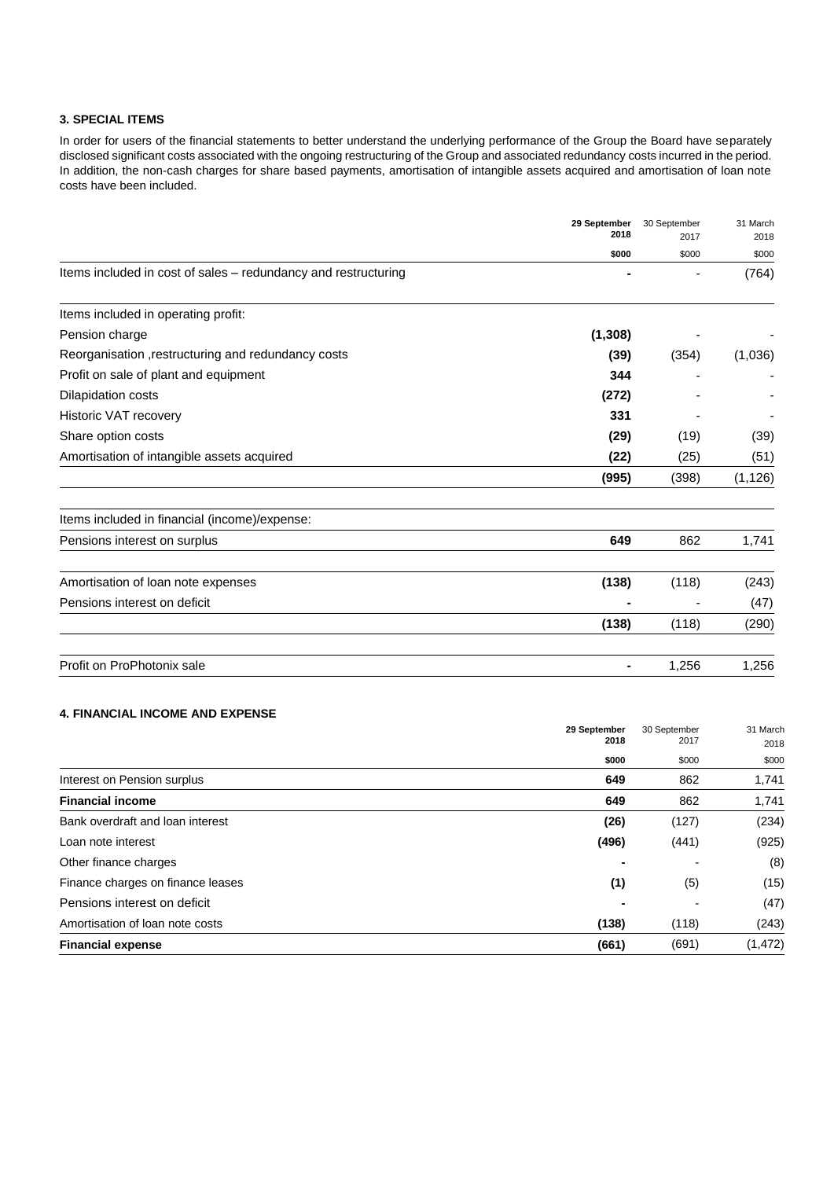### 3. SPECIAL ITEMS

In order for users of the financial statements to better understand the underlying performance of the Group the Board have separately disclosed significant costs associated with the ongoing restructuring of the Group and associated redundancy costs incurred in the period. In addition, the non-cash charges for share based payments, amortisation of intangible assets acquired and amortisation of loan note costs have been included.

| | **29 September 2018** | 30 September 2017 | 31 March 2018 |
|---|---|---|---|
| | **\$000** | \$000 | \$000 |
| Items included in cost of sales – redundancy and restructuring | **-** | - | (764) |
| Items included in operating profit: | | | |
| Pension charge | **(1,308)** | - | - |
| Reorganisation ,restructuring and redundancy costs | **(39)** | (354) | (1,036) |
| Profit on sale of plant and equipment | **344** | - | - |
| Dilapidation costs | **(272)** | - | - |
| Historic VAT recovery | **331** | - | - |
| Share option costs | **(29)** | (19) | (39) |
| Amortisation of intangible assets acquired | **(22)** | (25) | (51) |
| | **(995)** | (398) | (1,126) |
| Items included in financial (income)/expense: | | | |
| Pensions interest on surplus | **649** | 862 | 1,741 |
| Amortisation of loan note expenses | **(138)** | (118) | (243) |
| Pensions interest on deficit | **-** | - | (47) |
| | **(138)** | (118) | (290) |
| Profit on ProPhotonix sale | **-** | 1,256 | 1,256 |

### 4. FINANCIAL INCOME AND EXPENSE

| | **29 September 2018** | 30 September 2017 | 31 March 2018 |
|---|---|---|---|
| | **\$000** | \$000 | \$000 |
| Interest on Pension surplus | **649** | 862 | 1,741 |
| **Financial income** | **649** | 862 | 1,741 |
| Bank overdraft and loan interest | **(26)** | (127) | (234) |
| Loan note interest | **(496)** | (441) | (925) |
| Other finance charges | **-** | - | (8) |
| Finance charges on finance leases | **(1)** | (5) | (15) |
| Pensions interest on deficit | **-** | - | (47) |
| Amortisation of loan note costs | **(138)** | (118) | (243) |
| **Financial expense** | **(661)** | (691) | (1,472) |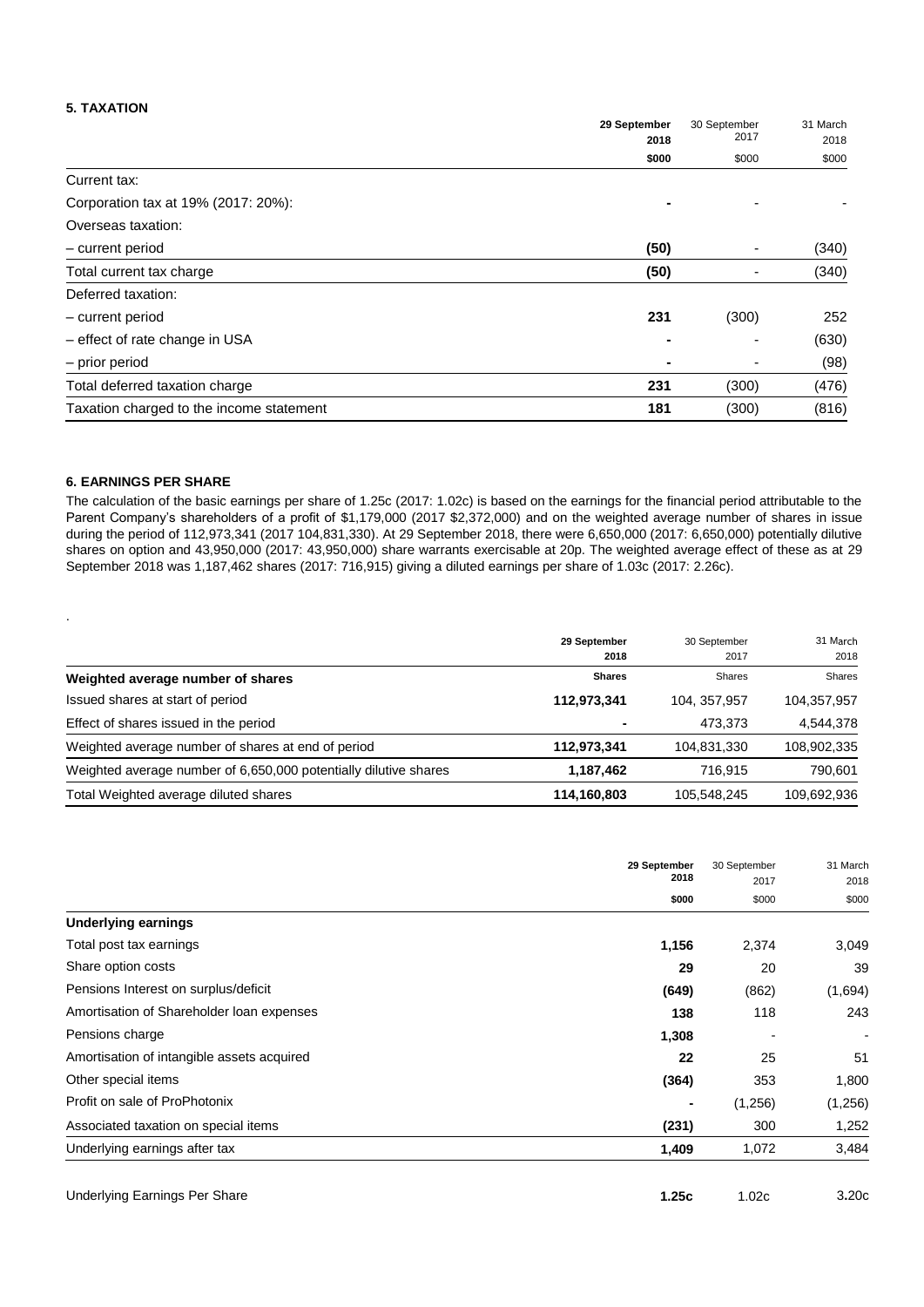### 5. TAXATION

| | 29 September 2018 | 30 September 2017 | 31 March 2018 |
|---|---|---|---|
| | **$000** | $000 | $000 |
| Current tax: | | | |
| Corporation tax at 19% (2017: 20%): | **-** | - | - |
| Overseas taxation: | | | |
| – current period | **(50)** | - | (340) |
| Total current tax charge | **(50)** | - | (340) |
| Deferred taxation: | | | |
| – current period | **231** | (300) | 252 |
| – effect of rate change in USA | **-** | - | (630) |
| – prior period | **-** | - | (98) |
| Total deferred taxation charge | **231** | (300) | (476) |
| Taxation charged to the income statement | **181** | (300) | (816) |

### 6. EARNINGS PER SHARE

The calculation of the basic earnings per share of 1.25c (2017: 1.02c) is based on the earnings for the financial period attributable to the Parent Company's shareholders of a profit of $1,179,000 (2017 $2,372,000) and on the weighted average number of shares in issue during the period of 112,973,341 (2017 104,831,330). At 29 September 2018, there were 6,650,000 (2017: 6,650,000) potentially dilutive shares on option and 43,950,000 (2017: 43,950,000) share warrants exercisable at 20p. The weighted average effect of these as at 29 September 2018 was 1,187,462 shares (2017: 716,915) giving a diluted earnings per share of 1.03c (2017: 2.26c).

.

| | 29 September 2018 | 30 September 2017 | 31 March 2018 |
|---|---|---|---|
| **Weighted average number of shares** | **Shares** | Shares | Shares |
| Issued shares at start of period | **112,973,341** | 104, 357,957 | 104,357,957 |
| Effect of shares issued in the period | **-** | 473,373 | 4,544,378 |
| Weighted average number of shares at end of period | **112,973,341** | 104,831,330 | 108,902,335 |
| Weighted average number of 6,650,000 potentially dilutive shares | **1,187,462** | 716,915 | 790,601 |
| Total Weighted average diluted shares | **114,160,803** | 105,548,245 | 109,692,936 |

| | 29 September 2018 | 30 September 2017 | 31 March 2018 |
|---|---|---|---|
| | **$000** | $000 | $000 |
| **Underlying earnings** | | | |
| Total post tax earnings | **1,156** | 2,374 | 3,049 |
| Share option costs | **29** | 20 | 39 |
| Pensions Interest on surplus/deficit | **(649)** | (862) | (1,694) |
| Amortisation of Shareholder loan expenses | **138** | 118 | 243 |
| Pensions charge | **1,308** | - | - |
| Amortisation of intangible assets acquired | **22** | 25 | 51 |
| Other special items | **(364)** | 353 | 1,800 |
| Profit on sale of ProPhotonix | **-** | (1,256) | (1,256) |
| Associated taxation on special items | **(231)** | 300 | 1,252 |
| Underlying earnings after tax | **1,409** | 1,072 | 3,484 |
| | | | |
| Underlying Earnings Per Share | **1.25c** | 1.02c | 3.20c |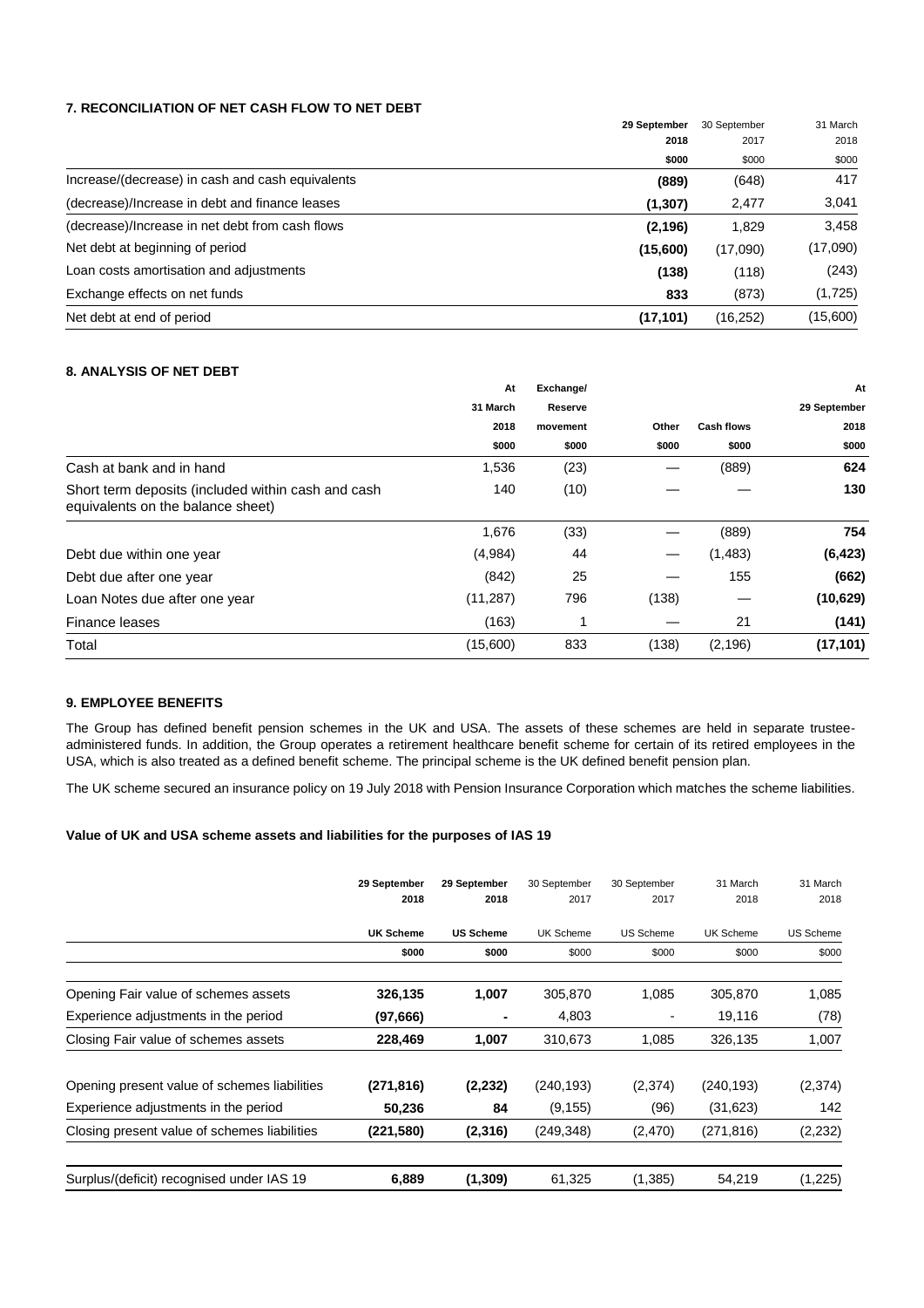### 7. RECONCILIATION OF NET CASH FLOW TO NET DEBT

| | 29 September 2018 | 30 September 2017 | 31 March 2018 |
|---|---|---|---|
| | $000 | $000 | $000 |
| Increase/(decrease) in cash and cash equivalents | (889) | (648) | 417 |
| (decrease)/Increase in debt and finance leases | (1,307) | 2,477 | 3,041 |
| (decrease)/Increase in net debt from cash flows | (2,196) | 1,829 | 3,458 |
| Net debt at beginning of period | (15,600) | (17,090) | (17,090) |
| Loan costs amortisation and adjustments | (138) | (118) | (243) |
| Exchange effects on net funds | 833 | (873) | (1,725) |
| Net debt at end of period | (17,101) | (16,252) | (15,600) |

### 8. ANALYSIS OF NET DEBT

| | At 31 March 2018 | Exchange/ Reserve movement | Other | Cash flows | At 29 September 2018 |
|---|---|---|---|---|---|
| | $000 | $000 | $000 | $000 | $000 |
| Cash at bank and in hand | 1,536 | (23) | — | (889) | 624 |
| Short term deposits (included within cash and cash equivalents on the balance sheet) | 140 | (10) | — | — | 130 |
| | 1,676 | (33) | — | (889) | 754 |
| Debt due within one year | (4,984) | 44 | — | (1,483) | (6,423) |
| Debt due after one year | (842) | 25 | — | 155 | (662) |
| Loan Notes due after one year | (11,287) | 796 | (138) | — | (10,629) |
| Finance leases | (163) | 1 | — | 21 | (141) |
| Total | (15,600) | 833 | (138) | (2,196) | (17,101) |

### 9. EMPLOYEE BENEFITS

The Group has defined benefit pension schemes in the UK and USA. The assets of these schemes are held in separate trustee-administered funds. In addition, the Group operates a retirement healthcare benefit scheme for certain of its retired employees in the USA, which is also treated as a defined benefit scheme. The principal scheme is the UK defined benefit pension plan.

The UK scheme secured an insurance policy on 19 July 2018 with Pension Insurance Corporation which matches the scheme liabilities.

#### Value of UK and USA scheme assets and liabilities for the purposes of IAS 19

| | 29 September 2018 | 29 September 2018 | 30 September 2017 | 30 September 2017 | 31 March 2018 | 31 March 2018 |
|---|---|---|---|---|---|---|
| | UK Scheme | US Scheme | UK Scheme | US Scheme | UK Scheme | US Scheme |
| | $000 | $000 | $000 | $000 | $000 | $000 |
| Opening Fair value of schemes assets | 326,135 | 1,007 | 305,870 | 1,085 | 305,870 | 1,085 |
| Experience adjustments in the period | (97,666) | - | 4,803 | - | 19,116 | (78) |
| Closing Fair value of schemes assets | 228,469 | 1,007 | 310,673 | 1,085 | 326,135 | 1,007 |
| Opening present value of schemes liabilities | (271,816) | (2,232) | (240,193) | (2,374) | (240,193) | (2,374) |
| Experience adjustments in the period | 50,236 | 84 | (9,155) | (96) | (31,623) | 142 |
| Closing present value of schemes liabilities | (221,580) | (2,316) | (249,348) | (2,470) | (271,816) | (2,232) |
| Surplus/(deficit) recognised under IAS 19 | 6,889 | (1,309) | 61,325 | (1,385) | 54,219 | (1,225) |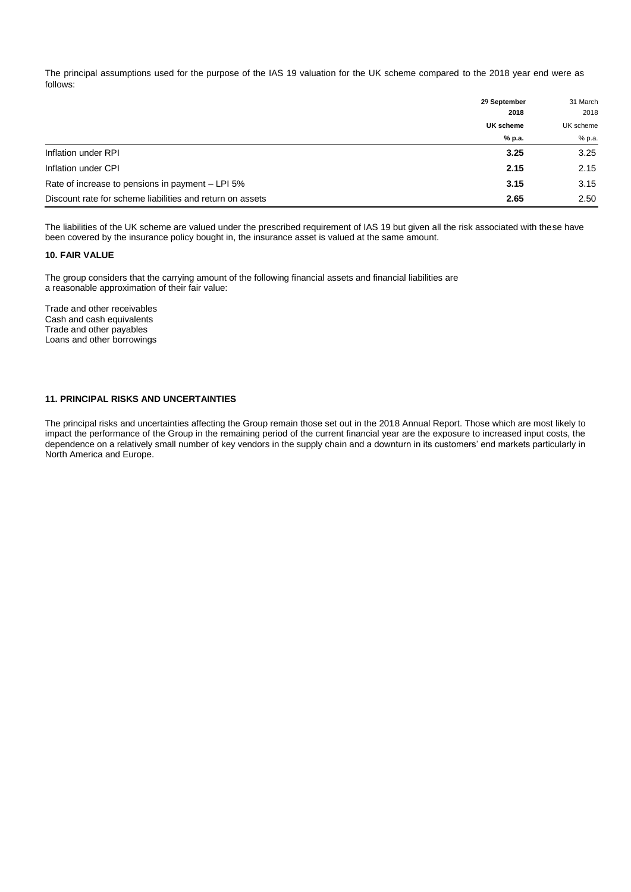The principal assumptions used for the purpose of the IAS 19 valuation for the UK scheme compared to the 2018 year end were as follows:

| | 29 September 2018 UK scheme % p.a. | 31 March 2018 UK scheme % p.a. |
|---|---|---|
| Inflation under RPI | **3.25** | 3.25 |
| Inflation under CPI | **2.15** | 2.15 |
| Rate of increase to pensions in payment – LPI 5% | **3.15** | 3.15 |
| Discount rate for scheme liabilities and return on assets | **2.65** | 2.50 |

The liabilities of the UK scheme are valued under the prescribed requirement of IAS 19 but given all the risk associated with these have been covered by the insurance policy bought in, the insurance asset is valued at the same amount.

**10. FAIR VALUE**

The group considers that the carrying amount of the following financial assets and financial liabilities are a reasonable approximation of their fair value:

Trade and other receivables
Cash and cash equivalents
Trade and other payables
Loans and other borrowings

**11. PRINCIPAL RISKS AND UNCERTAINTIES**

The principal risks and uncertainties affecting the Group remain those set out in the 2018 Annual Report. Those which are most likely to impact the performance of the Group in the remaining period of the current financial year are the exposure to increased input costs, the dependence on a relatively small number of key vendors in the supply chain and a downturn in its customers' end markets particularly in North America and Europe.